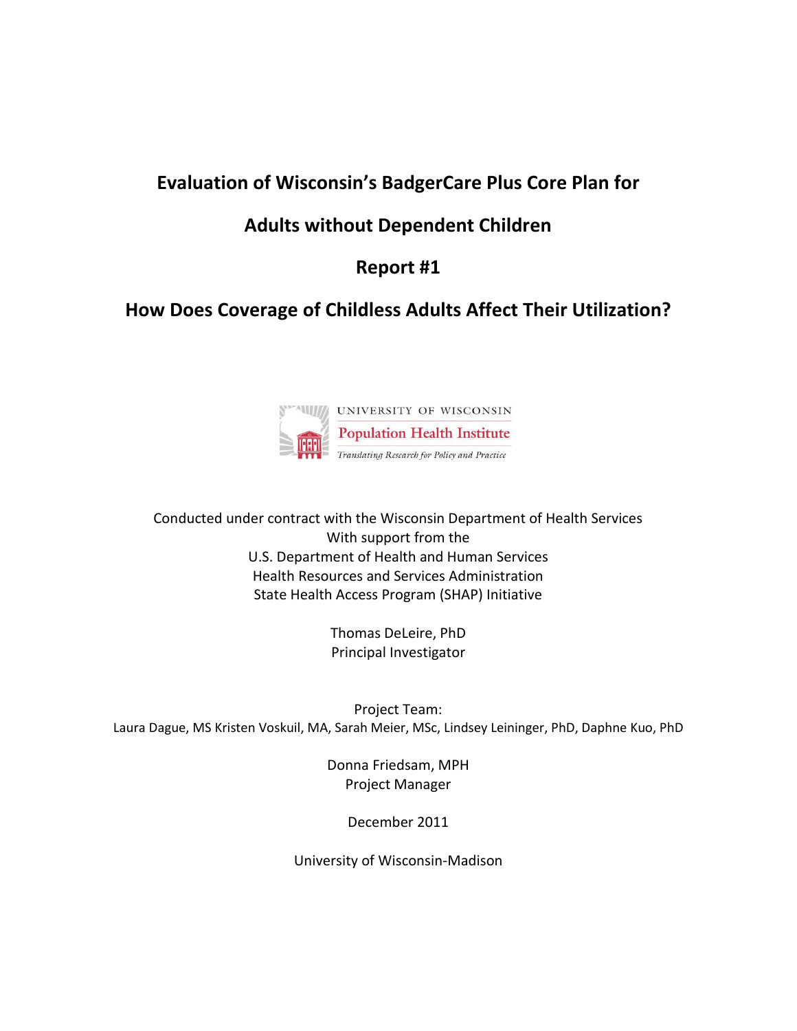# Evaluation of Wisconsin's BadgerCare Plus Core Plan for Adults without Dependent Children

## Report #1

## How Does Coverage of Childless Adults Affect Their Utilization?

UNIVERSITY OF WISCONSIN
Population Health Institute
*Translating Research for Policy and Practice*

Conducted under contract with the Wisconsin Department of Health Services
With support from the
U.S. Department of Health and Human Services
Health Resources and Services Administration
State Health Access Program (SHAP) Initiative

Thomas DeLeire, PhD
Principal Investigator

Project Team:
Laura Dague, MS Kristen Voskuil, MA, Sarah Meier, MSc, Lindsey Leininger, PhD, Daphne Kuo, PhD

Donna Friedsam, MPH
Project Manager

December 2011

University of Wisconsin-Madison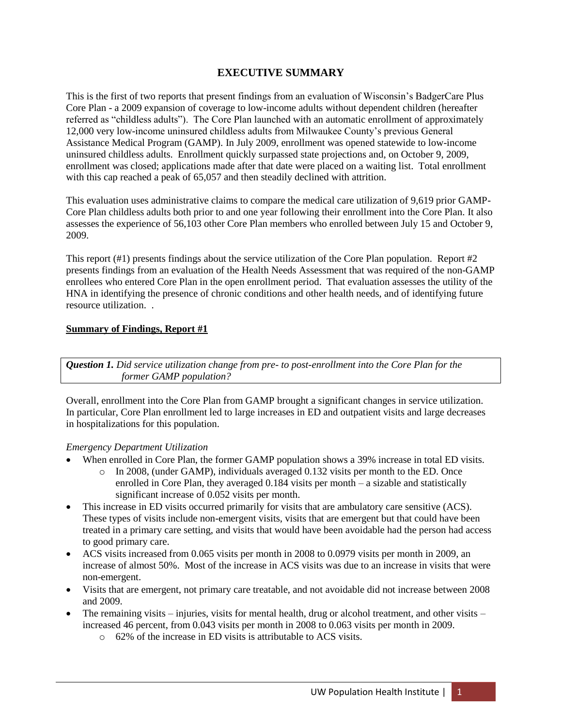# EXECUTIVE SUMMARY

This is the first of two reports that present findings from an evaluation of Wisconsin's BadgerCare Plus Core Plan - a 2009 expansion of coverage to low-income adults without dependent children (hereafter referred as "childless adults"). The Core Plan launched with an automatic enrollment of approximately 12,000 very low-income uninsured childless adults from Milwaukee County's previous General Assistance Medical Program (GAMP). In July 2009, enrollment was opened statewide to low-income uninsured childless adults. Enrollment quickly surpassed state projections and, on October 9, 2009, enrollment was closed; applications made after that date were placed on a waiting list. Total enrollment with this cap reached a peak of 65,057 and then steadily declined with attrition.

This evaluation uses administrative claims to compare the medical care utilization of 9,619 prior GAMP-Core Plan childless adults both prior to and one year following their enrollment into the Core Plan. It also assesses the experience of 56,103 other Core Plan members who enrolled between July 15 and October 9, 2009.

This report (#1) presents findings about the service utilization of the Core Plan population. Report #2 presents findings from an evaluation of the Health Needs Assessment that was required of the non-GAMP enrollees who entered Core Plan in the open enrollment period. That evaluation assesses the utility of the HNA in identifying the presence of chronic conditions and other health needs, and of identifying future resource utilization. .

**Summary of Findings, Report #1**

***Question 1.*** *Did service utilization change from pre- to post-enrollment into the Core Plan for the former GAMP population?*

Overall, enrollment into the Core Plan from GAMP brought a significant changes in service utilization. In particular, Core Plan enrollment led to large increases in ED and outpatient visits and large decreases in hospitalizations for this population.

*Emergency Department Utilization*

- When enrolled in Core Plan, the former GAMP population shows a 39% increase in total ED visits.
  - In 2008, (under GAMP), individuals averaged 0.132 visits per month to the ED. Once enrolled in Core Plan, they averaged 0.184 visits per month – a sizable and statistically significant increase of 0.052 visits per month.
- This increase in ED visits occurred primarily for visits that are ambulatory care sensitive (ACS). These types of visits include non-emergent visits, visits that are emergent but that could have been treated in a primary care setting, and visits that would have been avoidable had the person had access to good primary care.
- ACS visits increased from 0.065 visits per month in 2008 to 0.0979 visits per month in 2009, an increase of almost 50%. Most of the increase in ACS visits was due to an increase in visits that were non-emergent.
- Visits that are emergent, not primary care treatable, and not avoidable did not increase between 2008 and 2009.
- The remaining visits – injuries, visits for mental health, drug or alcohol treatment, and other visits – increased 46 percent, from 0.043 visits per month in 2008 to 0.063 visits per month in 2009.
  - 62% of the increase in ED visits is attributable to ACS visits.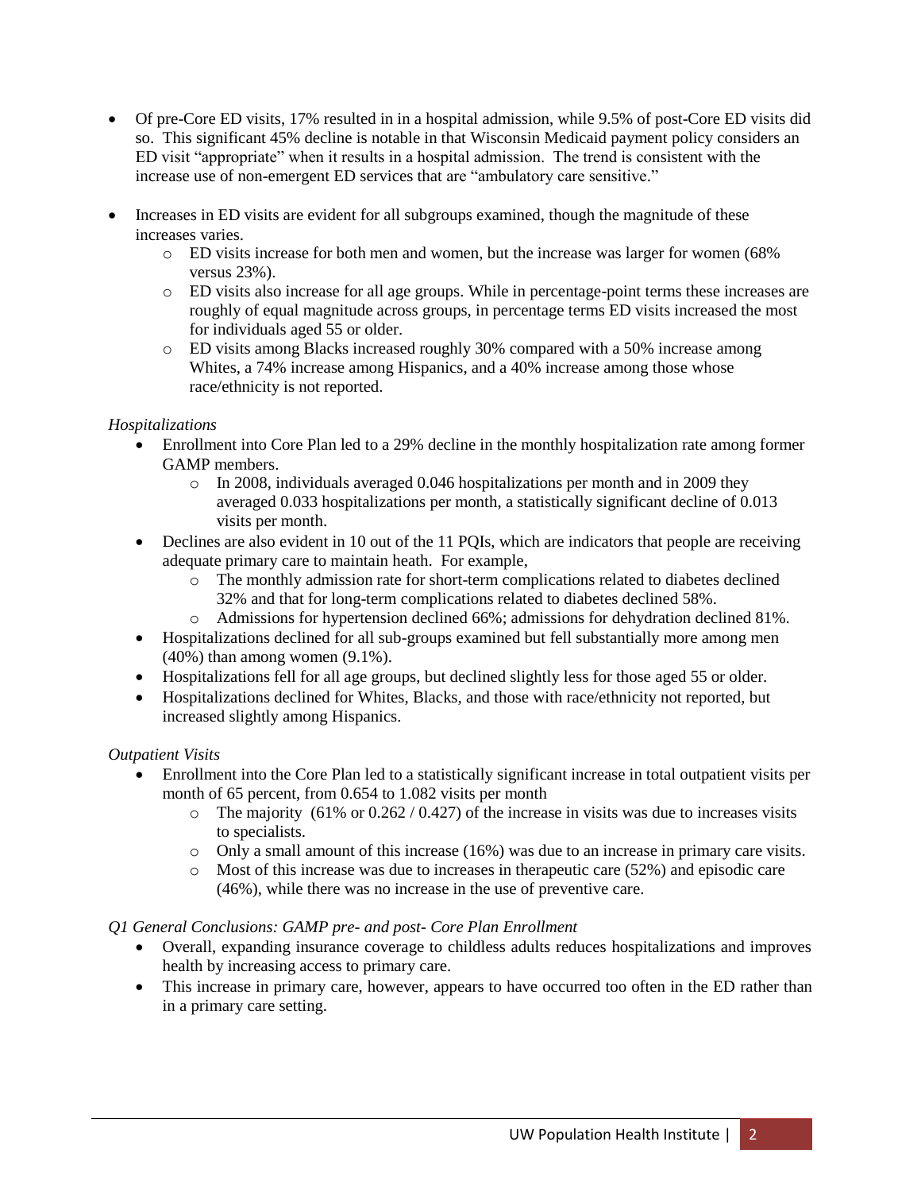- Of pre-Core ED visits, 17% resulted in in a hospital admission, while 9.5% of post-Core ED visits did so. This significant 45% decline is notable in that Wisconsin Medicaid payment policy considers an ED visit "appropriate" when it results in a hospital admission. The trend is consistent with the increase use of non-emergent ED services that are "ambulatory care sensitive."
- Increases in ED visits are evident for all subgroups examined, though the magnitude of these increases varies.
  - ED visits increase for both men and women, but the increase was larger for women (68% versus 23%).
  - ED visits also increase for all age groups. While in percentage-point terms these increases are roughly of equal magnitude across groups, in percentage terms ED visits increased the most for individuals aged 55 or older.
  - ED visits among Blacks increased roughly 30% compared with a 50% increase among Whites, a 74% increase among Hispanics, and a 40% increase among those whose race/ethnicity is not reported.

*Hospitalizations*

- Enrollment into Core Plan led to a 29% decline in the monthly hospitalization rate among former GAMP members.
  - In 2008, individuals averaged 0.046 hospitalizations per month and in 2009 they averaged 0.033 hospitalizations per month, a statistically significant decline of 0.013 visits per month.
- Declines are also evident in 10 out of the 11 PQIs, which are indicators that people are receiving adequate primary care to maintain heath. For example,
  - The monthly admission rate for short-term complications related to diabetes declined 32% and that for long-term complications related to diabetes declined 58%.
  - Admissions for hypertension declined 66%; admissions for dehydration declined 81%.
- Hospitalizations declined for all sub-groups examined but fell substantially more among men (40%) than among women (9.1%).
- Hospitalizations fell for all age groups, but declined slightly less for those aged 55 or older.
- Hospitalizations declined for Whites, Blacks, and those with race/ethnicity not reported, but increased slightly among Hispanics.

*Outpatient Visits*

- Enrollment into the Core Plan led to a statistically significant increase in total outpatient visits per month of 65 percent, from 0.654 to 1.082 visits per month
  - The majority (61% or 0.262 / 0.427) of the increase in visits was due to increases visits to specialists.
  - Only a small amount of this increase (16%) was due to an increase in primary care visits.
  - Most of this increase was due to increases in therapeutic care (52%) and episodic care (46%), while there was no increase in the use of preventive care.

*Q1 General Conclusions: GAMP pre- and post- Core Plan Enrollment*

- Overall, expanding insurance coverage to childless adults reduces hospitalizations and improves health by increasing access to primary care.
- This increase in primary care, however, appears to have occurred too often in the ED rather than in a primary care setting.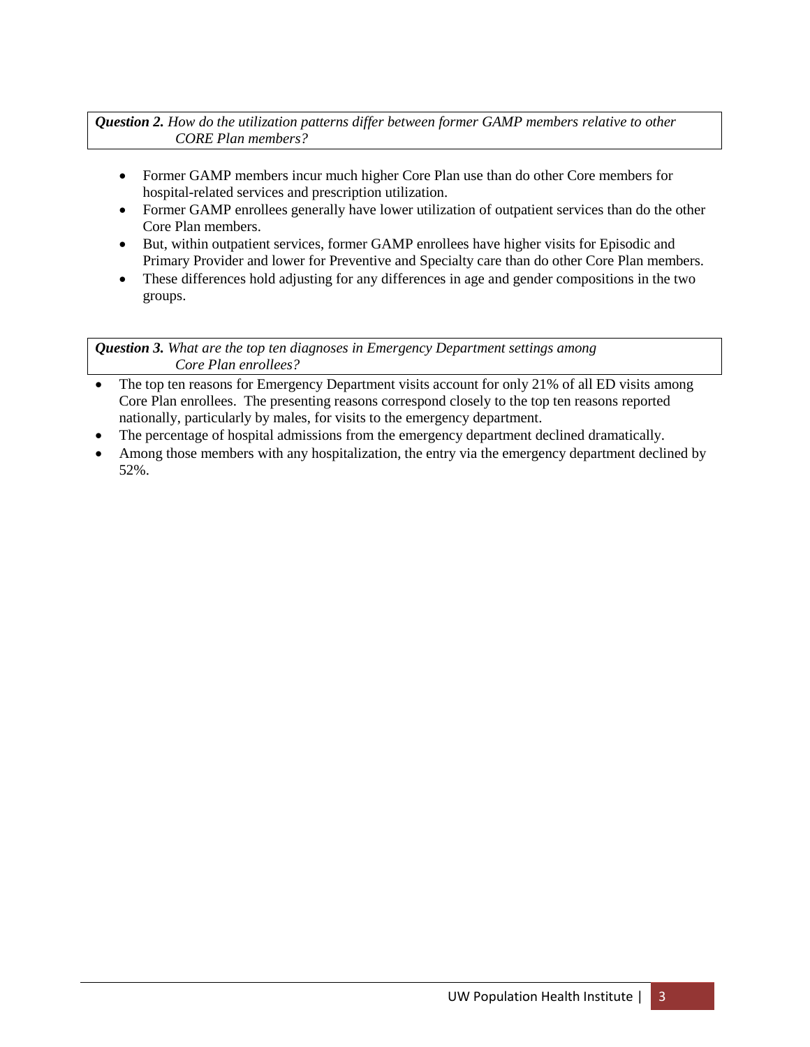***Question 2.*** *How do the utilization patterns differ between former GAMP members relative to other CORE Plan members?*

- Former GAMP members incur much higher Core Plan use than do other Core members for hospital-related services and prescription utilization.
- Former GAMP enrollees generally have lower utilization of outpatient services than do the other Core Plan members.
- But, within outpatient services, former GAMP enrollees have higher visits for Episodic and Primary Provider and lower for Preventive and Specialty care than do other Core Plan members.
- These differences hold adjusting for any differences in age and gender compositions in the two groups.

***Question 3.*** *What are the top ten diagnoses in Emergency Department settings among Core Plan enrollees?*

- The top ten reasons for Emergency Department visits account for only 21% of all ED visits among Core Plan enrollees. The presenting reasons correspond closely to the top ten reasons reported nationally, particularly by males, for visits to the emergency department.
- The percentage of hospital admissions from the emergency department declined dramatically.
- Among those members with any hospitalization, the entry via the emergency department declined by 52%.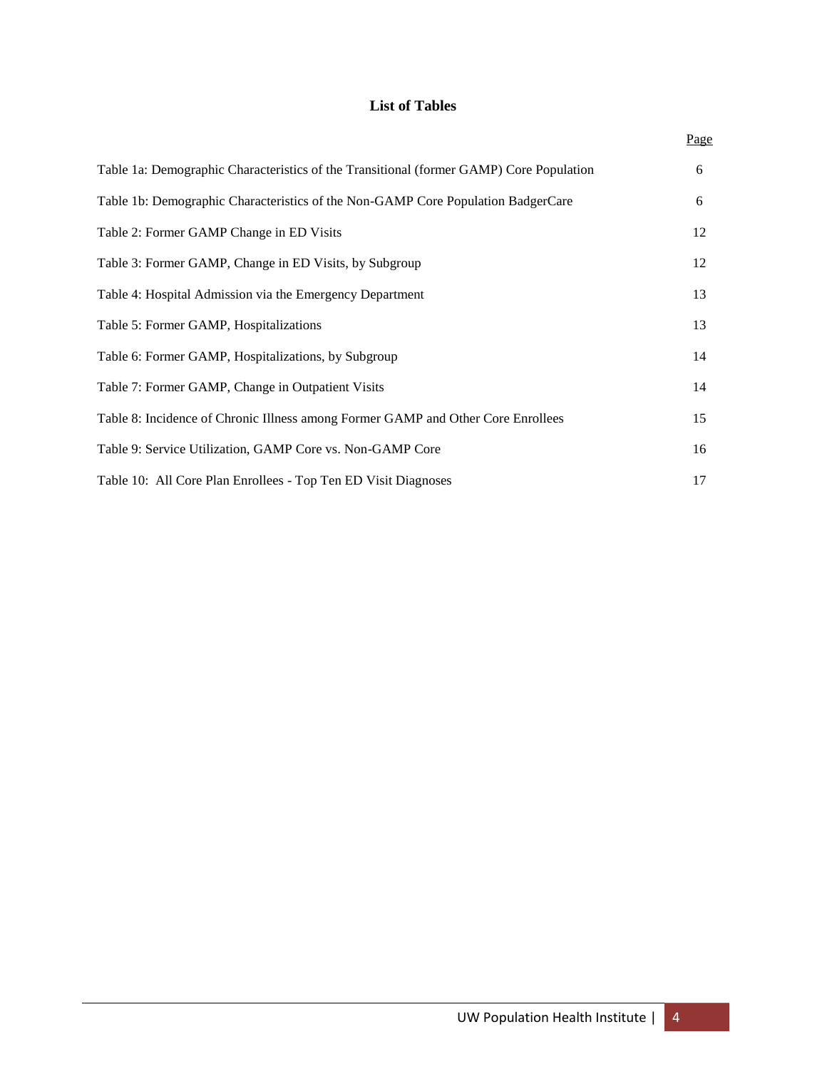# List of Tables

| | Page |
|---|---|
| Table 1a: Demographic Characteristics of the Transitional (former GAMP) Core Population | 6 |
| Table 1b: Demographic Characteristics of the Non-GAMP Core Population BadgerCare | 6 |
| Table 2: Former GAMP Change in ED Visits | 12 |
| Table 3: Former GAMP, Change in ED Visits, by Subgroup | 12 |
| Table 4: Hospital Admission via the Emergency Department | 13 |
| Table 5: Former GAMP, Hospitalizations | 13 |
| Table 6: Former GAMP, Hospitalizations, by Subgroup | 14 |
| Table 7: Former GAMP, Change in Outpatient Visits | 14 |
| Table 8: Incidence of Chronic Illness among Former GAMP and Other Core Enrollees | 15 |
| Table 9: Service Utilization, GAMP Core vs. Non-GAMP Core | 16 |
| Table 10: All Core Plan Enrollees - Top Ten ED Visit Diagnoses | 17 |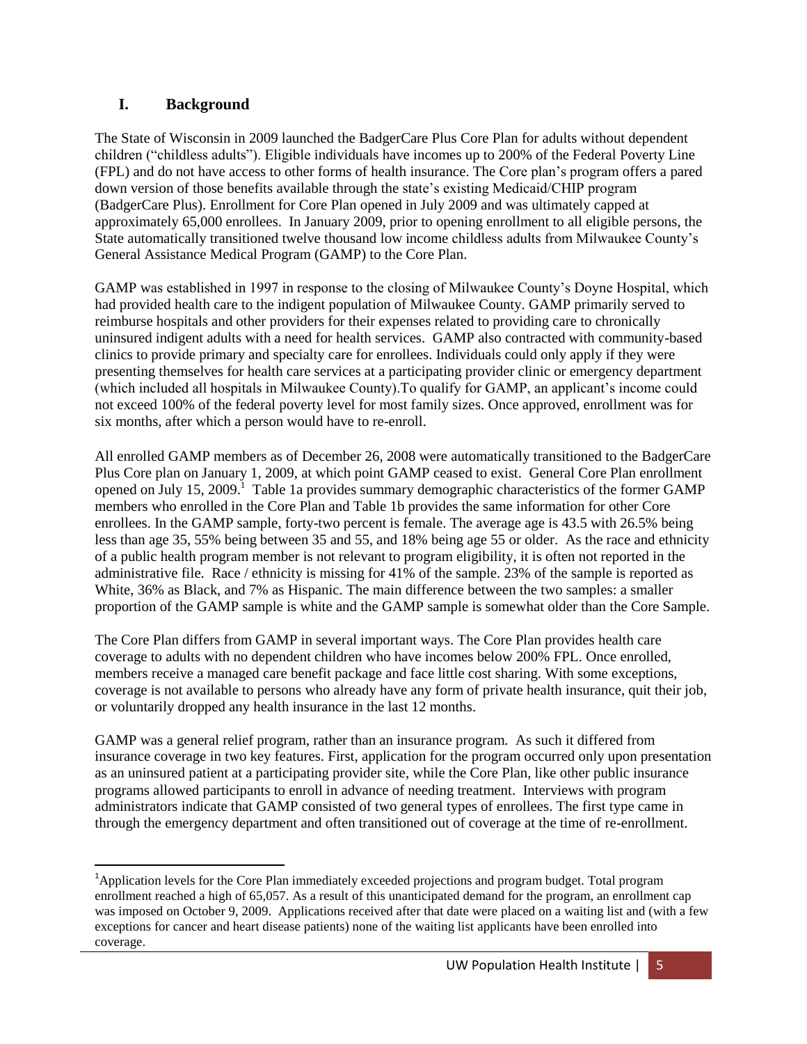## I. Background

The State of Wisconsin in 2009 launched the BadgerCare Plus Core Plan for adults without dependent children ("childless adults"). Eligible individuals have incomes up to 200% of the Federal Poverty Line (FPL) and do not have access to other forms of health insurance. The Core plan's program offers a pared down version of those benefits available through the state's existing Medicaid/CHIP program (BadgerCare Plus). Enrollment for Core Plan opened in July 2009 and was ultimately capped at approximately 65,000 enrollees. In January 2009, prior to opening enrollment to all eligible persons, the State automatically transitioned twelve thousand low income childless adults from Milwaukee County's General Assistance Medical Program (GAMP) to the Core Plan.

GAMP was established in 1997 in response to the closing of Milwaukee County's Doyne Hospital, which had provided health care to the indigent population of Milwaukee County. GAMP primarily served to reimburse hospitals and other providers for their expenses related to providing care to chronically uninsured indigent adults with a need for health services. GAMP also contracted with community-based clinics to provide primary and specialty care for enrollees. Individuals could only apply if they were presenting themselves for health care services at a participating provider clinic or emergency department (which included all hospitals in Milwaukee County).To qualify for GAMP, an applicant's income could not exceed 100% of the federal poverty level for most family sizes. Once approved, enrollment was for six months, after which a person would have to re-enroll.

All enrolled GAMP members as of December 26, 2008 were automatically transitioned to the BadgerCare Plus Core plan on January 1, 2009, at which point GAMP ceased to exist. General Core Plan enrollment opened on July 15, 2009.[1] Table 1a provides summary demographic characteristics of the former GAMP members who enrolled in the Core Plan and Table 1b provides the same information for other Core enrollees. In the GAMP sample, forty-two percent is female. The average age is 43.5 with 26.5% being less than age 35, 55% being between 35 and 55, and 18% being age 55 or older. As the race and ethnicity of a public health program member is not relevant to program eligibility, it is often not reported in the administrative file. Race / ethnicity is missing for 41% of the sample. 23% of the sample is reported as White, 36% as Black, and 7% as Hispanic. The main difference between the two samples: a smaller proportion of the GAMP sample is white and the GAMP sample is somewhat older than the Core Sample.

The Core Plan differs from GAMP in several important ways. The Core Plan provides health care coverage to adults with no dependent children who have incomes below 200% FPL. Once enrolled, members receive a managed care benefit package and face little cost sharing. With some exceptions, coverage is not available to persons who already have any form of private health insurance, quit their job, or voluntarily dropped any health insurance in the last 12 months.

GAMP was a general relief program, rather than an insurance program. As such it differed from insurance coverage in two key features. First, application for the program occurred only upon presentation as an uninsured patient at a participating provider site, while the Core Plan, like other public insurance programs allowed participants to enroll in advance of needing treatment. Interviews with program administrators indicate that GAMP consisted of two general types of enrollees. The first type came in through the emergency department and often transitioned out of coverage at the time of re-enrollment.

[1] Application levels for the Core Plan immediately exceeded projections and program budget. Total program enrollment reached a high of 65,057. As a result of this unanticipated demand for the program, an enrollment cap was imposed on October 9, 2009. Applications received after that date were placed on a waiting list and (with a few exceptions for cancer and heart disease patients) none of the waiting list applicants have been enrolled into coverage.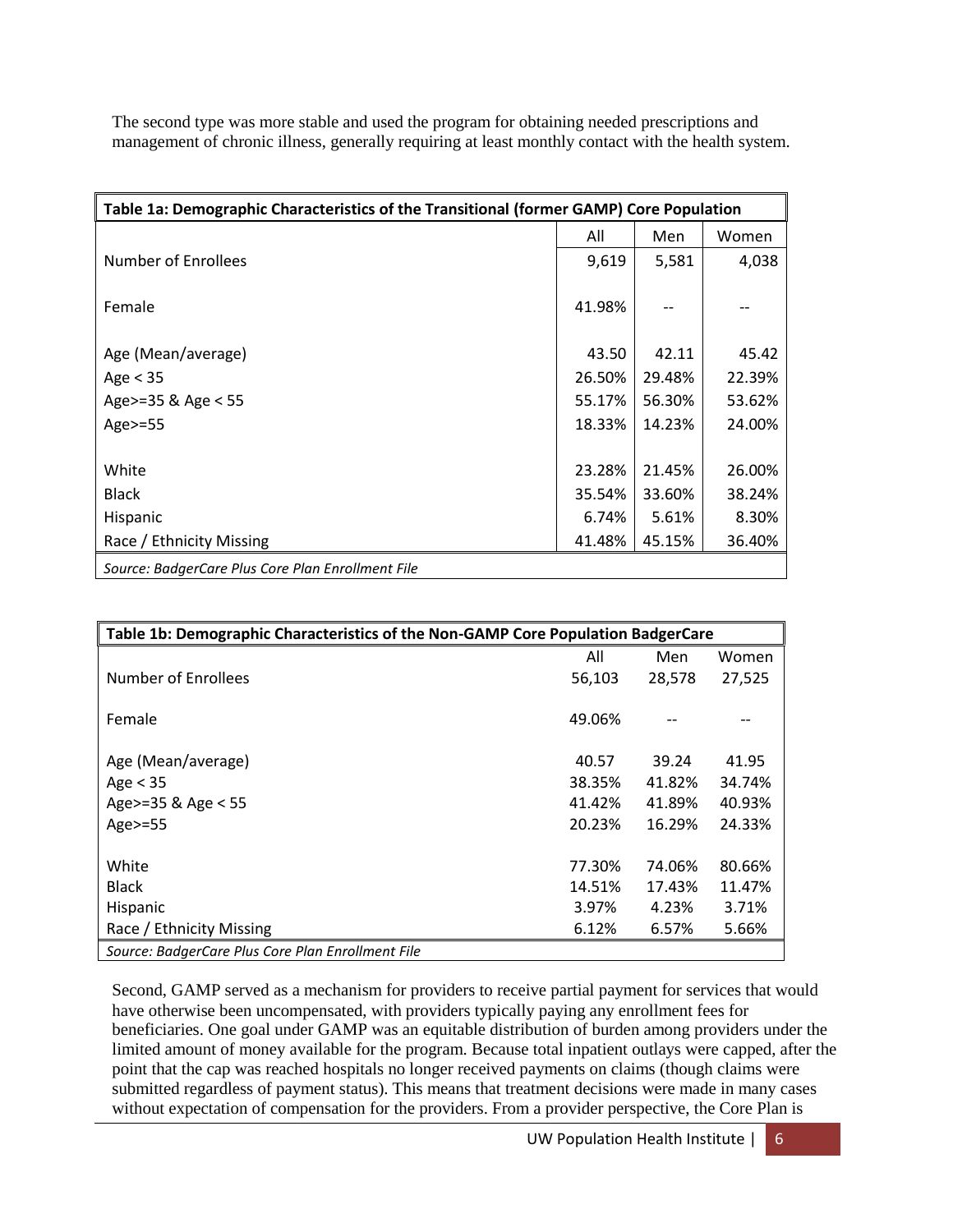The second type was more stable and used the program for obtaining needed prescriptions and management of chronic illness, generally requiring at least monthly contact with the health system.

| Table 1a: Demographic Characteristics of the Transitional (former GAMP) Core Population | | | |
|---|---|---|---|
| | All | Men | Women |
| Number of Enrollees | 9,619 | 5,581 | 4,038 |
| Female | 41.98% | -- | -- |
| Age (Mean/average) | 43.50 | 42.11 | 45.42 |
| Age < 35 | 26.50% | 29.48% | 22.39% |
| Age>=35 & Age < 55 | 55.17% | 56.30% | 53.62% |
| Age>=55 | 18.33% | 14.23% | 24.00% |
| White | 23.28% | 21.45% | 26.00% |
| Black | 35.54% | 33.60% | 38.24% |
| Hispanic | 6.74% | 5.61% | 8.30% |
| Race / Ethnicity Missing | 41.48% | 45.15% | 36.40% |

*Source: BadgerCare Plus Core Plan Enrollment File*

| Table 1b: Demographic Characteristics of the Non-GAMP Core Population BadgerCare | | | |
|---|---|---|---|
| | All | Men | Women |
| Number of Enrollees | 56,103 | 28,578 | 27,525 |
| Female | 49.06% | -- | -- |
| Age (Mean/average) | 40.57 | 39.24 | 41.95 |
| Age < 35 | 38.35% | 41.82% | 34.74% |
| Age>=35 & Age < 55 | 41.42% | 41.89% | 40.93% |
| Age>=55 | 20.23% | 16.29% | 24.33% |
| White | 77.30% | 74.06% | 80.66% |
| Black | 14.51% | 17.43% | 11.47% |
| Hispanic | 3.97% | 4.23% | 3.71% |
| Race / Ethnicity Missing | 6.12% | 6.57% | 5.66% |

*Source: BadgerCare Plus Core Plan Enrollment File*

Second, GAMP served as a mechanism for providers to receive partial payment for services that would have otherwise been uncompensated, with providers typically paying any enrollment fees for beneficiaries. One goal under GAMP was an equitable distribution of burden among providers under the limited amount of money available for the program. Because total inpatient outlays were capped, after the point that the cap was reached hospitals no longer received payments on claims (though claims were submitted regardless of payment status). This means that treatment decisions were made in many cases without expectation of compensation for the providers. From a provider perspective, the Core Plan is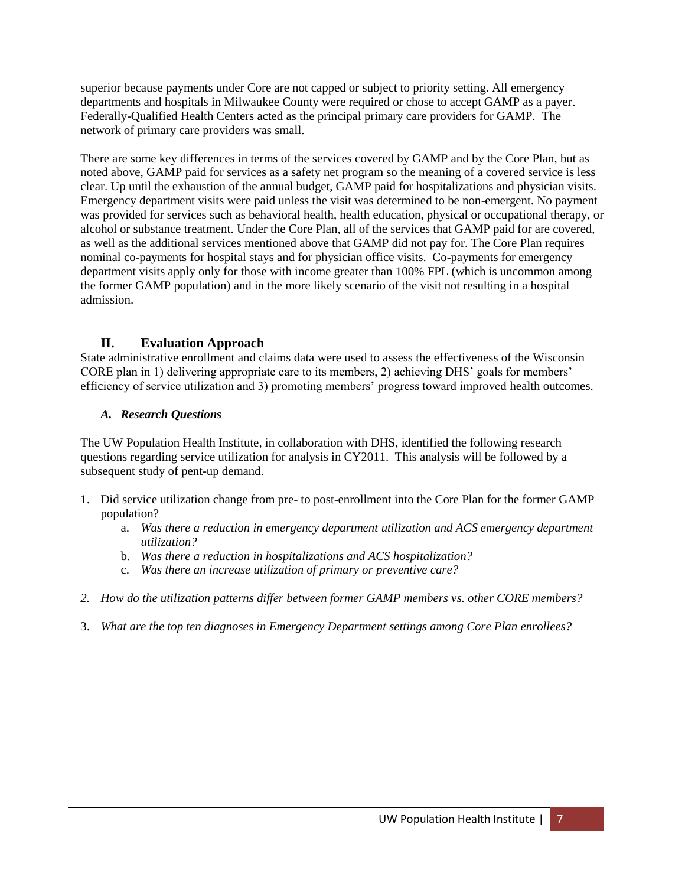superior because payments under Core are not capped or subject to priority setting. All emergency departments and hospitals in Milwaukee County were required or chose to accept GAMP as a payer. Federally-Qualified Health Centers acted as the principal primary care providers for GAMP. The network of primary care providers was small.

There are some key differences in terms of the services covered by GAMP and by the Core Plan, but as noted above, GAMP paid for services as a safety net program so the meaning of a covered service is less clear. Up until the exhaustion of the annual budget, GAMP paid for hospitalizations and physician visits. Emergency department visits were paid unless the visit was determined to be non-emergent. No payment was provided for services such as behavioral health, health education, physical or occupational therapy, or alcohol or substance treatment. Under the Core Plan, all of the services that GAMP paid for are covered, as well as the additional services mentioned above that GAMP did not pay for. The Core Plan requires nominal co-payments for hospital stays and for physician office visits. Co-payments for emergency department visits apply only for those with income greater than 100% FPL (which is uncommon among the former GAMP population) and in the more likely scenario of the visit not resulting in a hospital admission.

## II. Evaluation Approach

State administrative enrollment and claims data were used to assess the effectiveness of the Wisconsin CORE plan in 1) delivering appropriate care to its members, 2) achieving DHS' goals for members' efficiency of service utilization and 3) promoting members' progress toward improved health outcomes.

### *A. Research Questions*

The UW Population Health Institute, in collaboration with DHS, identified the following research questions regarding service utilization for analysis in CY2011. This analysis will be followed by a subsequent study of pent-up demand.

1. Did service utilization change from pre- to post-enrollment into the Core Plan for the former GAMP population?
   a. *Was there a reduction in emergency department utilization and ACS emergency department utilization?*
   b. *Was there a reduction in hospitalizations and ACS hospitalization?*
   c. *Was there an increase utilization of primary or preventive care?*
2. *How do the utilization patterns differ between former GAMP members vs. other CORE members?*
3. *What are the top ten diagnoses in Emergency Department settings among Core Plan enrollees?*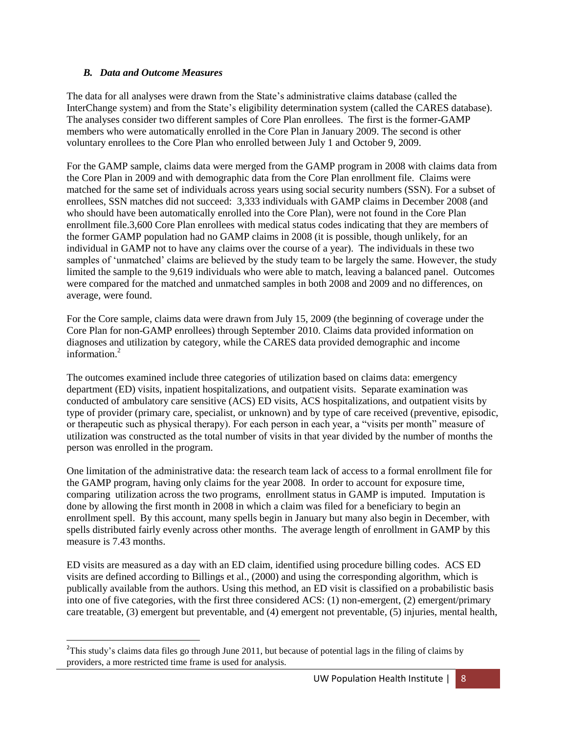### *B. Data and Outcome Measures*

The data for all analyses were drawn from the State's administrative claims database (called the InterChange system) and from the State's eligibility determination system (called the CARES database). The analyses consider two different samples of Core Plan enrollees. The first is the former-GAMP members who were automatically enrolled in the Core Plan in January 2009. The second is other voluntary enrollees to the Core Plan who enrolled between July 1 and October 9, 2009.

For the GAMP sample, claims data were merged from the GAMP program in 2008 with claims data from the Core Plan in 2009 and with demographic data from the Core Plan enrollment file. Claims were matched for the same set of individuals across years using social security numbers (SSN). For a subset of enrollees, SSN matches did not succeed: 3,333 individuals with GAMP claims in December 2008 (and who should have been automatically enrolled into the Core Plan), were not found in the Core Plan enrollment file.3,600 Core Plan enrollees with medical status codes indicating that they are members of the former GAMP population had no GAMP claims in 2008 (it is possible, though unlikely, for an individual in GAMP not to have any claims over the course of a year). The individuals in these two samples of 'unmatched' claims are believed by the study team to be largely the same. However, the study limited the sample to the 9,619 individuals who were able to match, leaving a balanced panel. Outcomes were compared for the matched and unmatched samples in both 2008 and 2009 and no differences, on average, were found.

For the Core sample, claims data were drawn from July 15, 2009 (the beginning of coverage under the Core Plan for non-GAMP enrollees) through September 2010. Claims data provided information on diagnoses and utilization by category, while the CARES data provided demographic and income information.[2]

The outcomes examined include three categories of utilization based on claims data: emergency department (ED) visits, inpatient hospitalizations, and outpatient visits. Separate examination was conducted of ambulatory care sensitive (ACS) ED visits, ACS hospitalizations, and outpatient visits by type of provider (primary care, specialist, or unknown) and by type of care received (preventive, episodic, or therapeutic such as physical therapy). For each person in each year, a "visits per month" measure of utilization was constructed as the total number of visits in that year divided by the number of months the person was enrolled in the program.

One limitation of the administrative data: the research team lack of access to a formal enrollment file for the GAMP program, having only claims for the year 2008. In order to account for exposure time, comparing utilization across the two programs, enrollment status in GAMP is imputed. Imputation is done by allowing the first month in 2008 in which a claim was filed for a beneficiary to begin an enrollment spell. By this account, many spells begin in January but many also begin in December, with spells distributed fairly evenly across other months. The average length of enrollment in GAMP by this measure is 7.43 months.

ED visits are measured as a day with an ED claim, identified using procedure billing codes. ACS ED visits are defined according to Billings et al., (2000) and using the corresponding algorithm, which is publically available from the authors. Using this method, an ED visit is classified on a probabilistic basis into one of five categories, with the first three considered ACS: (1) non-emergent, (2) emergent/primary care treatable, (3) emergent but preventable, and (4) emergent not preventable, (5) injuries, mental health,

---

[2] This study's claims data files go through June 2011, but because of potential lags in the filing of claims by providers, a more restricted time frame is used for analysis.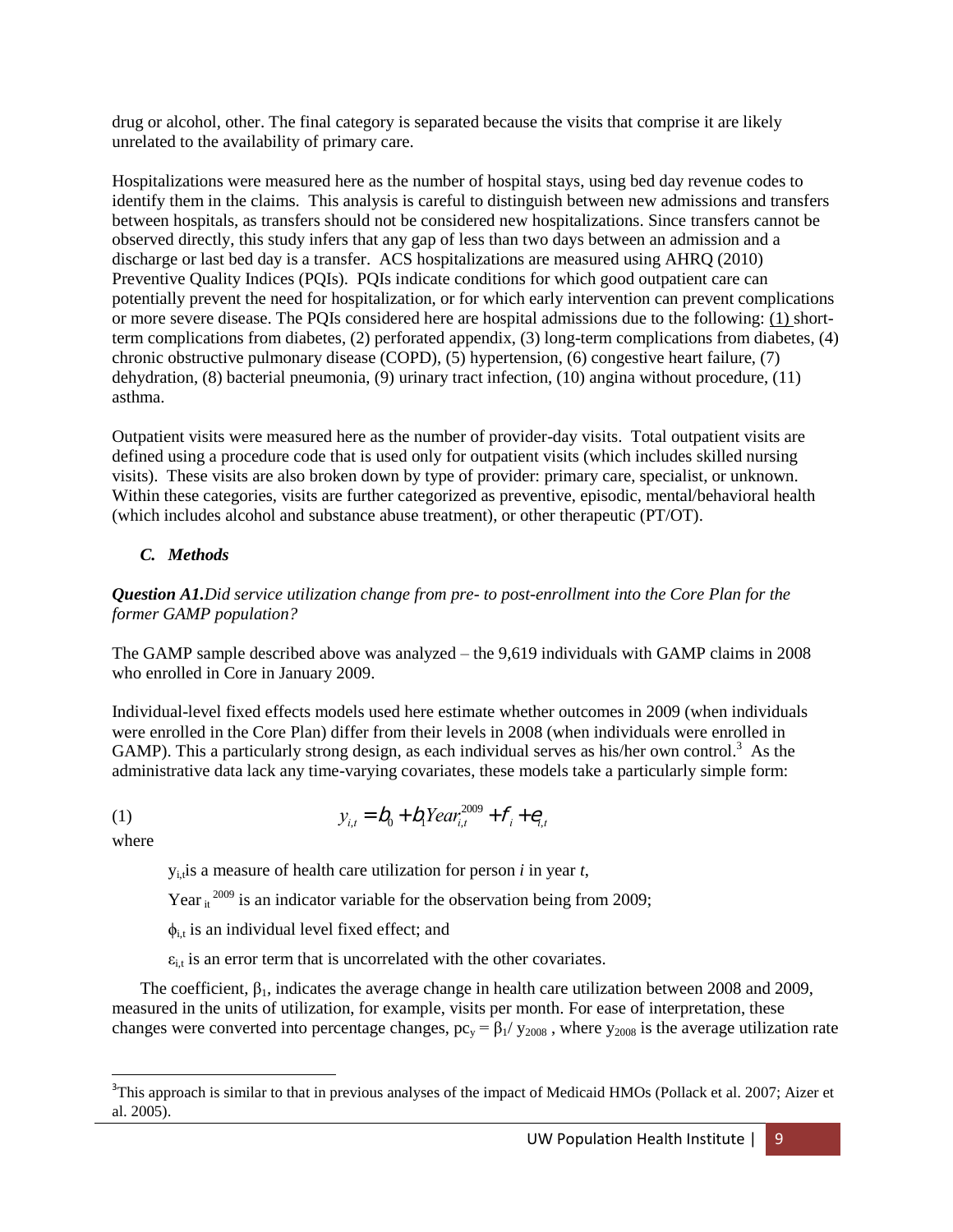drug or alcohol, other. The final category is separated because the visits that comprise it are likely unrelated to the availability of primary care.

Hospitalizations were measured here as the number of hospital stays, using bed day revenue codes to identify them in the claims. This analysis is careful to distinguish between new admissions and transfers between hospitals, as transfers should not be considered new hospitalizations. Since transfers cannot be observed directly, this study infers that any gap of less than two days between an admission and a discharge or last bed day is a transfer. ACS hospitalizations are measured using AHRQ (2010) Preventive Quality Indices (PQIs). PQIs indicate conditions for which good outpatient care can potentially prevent the need for hospitalization, or for which early intervention can prevent complications or more severe disease. The PQIs considered here are hospital admissions due to the following: (1) short-term complications from diabetes, (2) perforated appendix, (3) long-term complications from diabetes, (4) chronic obstructive pulmonary disease (COPD), (5) hypertension, (6) congestive heart failure, (7) dehydration, (8) bacterial pneumonia, (9) urinary tract infection, (10) angina without procedure, (11) asthma.

Outpatient visits were measured here as the number of provider-day visits. Total outpatient visits are defined using a procedure code that is used only for outpatient visits (which includes skilled nursing visits). These visits are also broken down by type of provider: primary care, specialist, or unknown. Within these categories, visits are further categorized as preventive, episodic, mental/behavioral health (which includes alcohol and substance abuse treatment), or other therapeutic (PT/OT).

### *C. Methods*

***Question A1.****Did service utilization change from pre- to post-enrollment into the Core Plan for the former GAMP population?*

The GAMP sample described above was analyzed – the 9,619 individuals with GAMP claims in 2008 who enrolled in Core in January 2009.

Individual-level fixed effects models used here estimate whether outcomes in 2009 (when individuals were enrolled in the Core Plan) differ from their levels in 2008 (when individuals were enrolled in GAMP). This a particularly strong design, as each individual serves as his/her own control.[3] As the administrative data lack any time-varying covariates, these models take a particularly simple form:

$$(1) \qquad y_{i,t} = b_0 + b_1 Year_{i,t}^{2009} + f_i + e_{i,t}$$

where

$y_{i,t}$ is a measure of health care utilization for person *i* in year *t*,

$Year_{it}^{2009}$ is an indicator variable for the observation being from 2009;

$\phi_{i,t}$ is an individual level fixed effect; and

$\varepsilon_{i,t}$ is an error term that is uncorrelated with the other covariates.

The coefficient, $\beta_1$, indicates the average change in health care utilization between 2008 and 2009, measured in the units of utilization, for example, visits per month. For ease of interpretation, these changes were converted into percentage changes, $pc_y = \beta_1 / y_{2008}$, where $y_{2008}$ is the average utilization rate

[3] This approach is similar to that in previous analyses of the impact of Medicaid HMOs (Pollack et al. 2007; Aizer et al. 2005).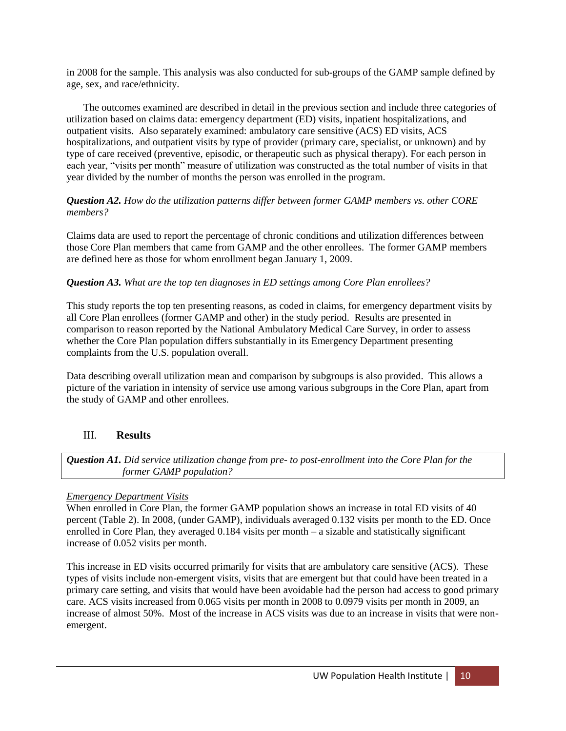in 2008 for the sample. This analysis was also conducted for sub-groups of the GAMP sample defined by age, sex, and race/ethnicity.

The outcomes examined are described in detail in the previous section and include three categories of utilization based on claims data: emergency department (ED) visits, inpatient hospitalizations, and outpatient visits. Also separately examined: ambulatory care sensitive (ACS) ED visits, ACS hospitalizations, and outpatient visits by type of provider (primary care, specialist, or unknown) and by type of care received (preventive, episodic, or therapeutic such as physical therapy). For each person in each year, "visits per month" measure of utilization was constructed as the total number of visits in that year divided by the number of months the person was enrolled in the program.

***Question A2.*** *How do the utilization patterns differ between former GAMP members vs. other CORE members?*

Claims data are used to report the percentage of chronic conditions and utilization differences between those Core Plan members that came from GAMP and the other enrollees. The former GAMP members are defined here as those for whom enrollment began January 1, 2009.

***Question A3.*** *What are the top ten diagnoses in ED settings among Core Plan enrollees?*

This study reports the top ten presenting reasons, as coded in claims, for emergency department visits by all Core Plan enrollees (former GAMP and other) in the study period. Results are presented in comparison to reason reported by the National Ambulatory Medical Care Survey, in order to assess whether the Core Plan population differs substantially in its Emergency Department presenting complaints from the U.S. population overall.

Data describing overall utilization mean and comparison by subgroups is also provided. This allows a picture of the variation in intensity of service use among various subgroups in the Core Plan, apart from the study of GAMP and other enrollees.

## III. Results

***Question A1.*** *Did service utilization change from pre- to post-enrollment into the Core Plan for the former GAMP population?*

*Emergency Department Visits*

When enrolled in Core Plan, the former GAMP population shows an increase in total ED visits of 40 percent (Table 2). In 2008, (under GAMP), individuals averaged 0.132 visits per month to the ED. Once enrolled in Core Plan, they averaged 0.184 visits per month – a sizable and statistically significant increase of 0.052 visits per month.

This increase in ED visits occurred primarily for visits that are ambulatory care sensitive (ACS). These types of visits include non-emergent visits, visits that are emergent but that could have been treated in a primary care setting, and visits that would have been avoidable had the person had access to good primary care. ACS visits increased from 0.065 visits per month in 2008 to 0.0979 visits per month in 2009, an increase of almost 50%. Most of the increase in ACS visits was due to an increase in visits that were non-emergent.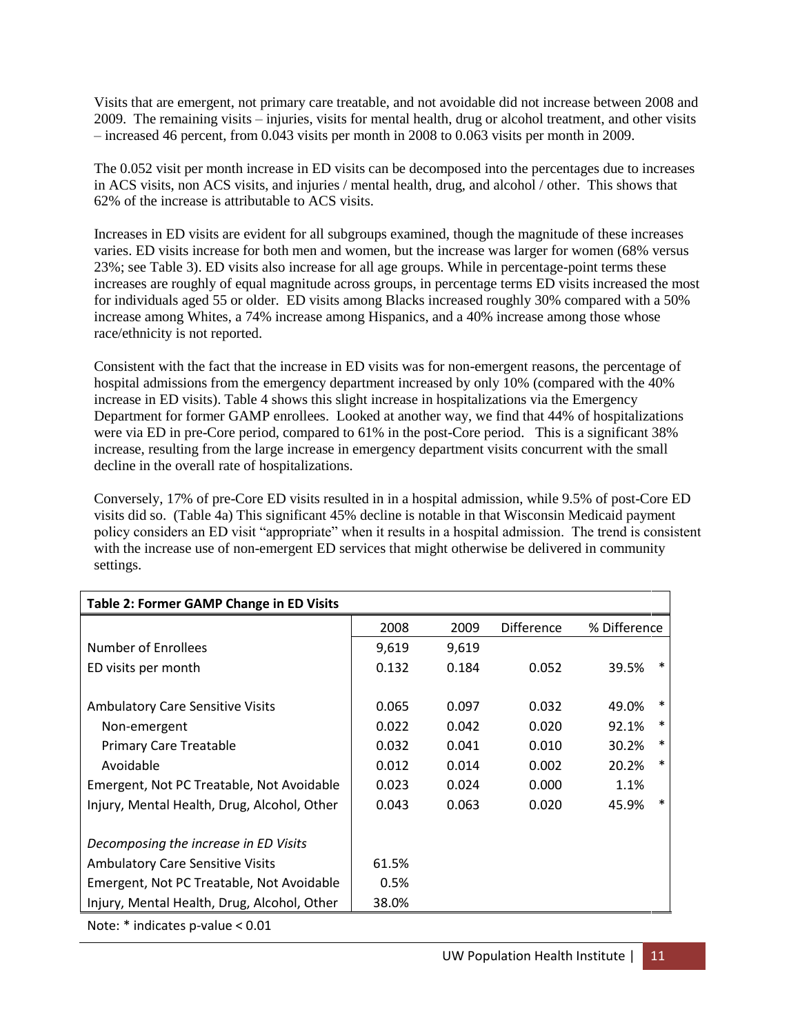Visits that are emergent, not primary care treatable, and not avoidable did not increase between 2008 and 2009. The remaining visits – injuries, visits for mental health, drug or alcohol treatment, and other visits – increased 46 percent, from 0.043 visits per month in 2008 to 0.063 visits per month in 2009.

The 0.052 visit per month increase in ED visits can be decomposed into the percentages due to increases in ACS visits, non ACS visits, and injuries / mental health, drug, and alcohol / other. This shows that 62% of the increase is attributable to ACS visits.

Increases in ED visits are evident for all subgroups examined, though the magnitude of these increases varies. ED visits increase for both men and women, but the increase was larger for women (68% versus 23%; see Table 3). ED visits also increase for all age groups. While in percentage-point terms these increases are roughly of equal magnitude across groups, in percentage terms ED visits increased the most for individuals aged 55 or older. ED visits among Blacks increased roughly 30% compared with a 50% increase among Whites, a 74% increase among Hispanics, and a 40% increase among those whose race/ethnicity is not reported.

Consistent with the fact that the increase in ED visits was for non-emergent reasons, the percentage of hospital admissions from the emergency department increased by only 10% (compared with the 40% increase in ED visits). Table 4 shows this slight increase in hospitalizations via the Emergency Department for former GAMP enrollees. Looked at another way, we find that 44% of hospitalizations were via ED in pre-Core period, compared to 61% in the post-Core period. This is a significant 38% increase, resulting from the large increase in emergency department visits concurrent with the small decline in the overall rate of hospitalizations.

Conversely, 17% of pre-Core ED visits resulted in in a hospital admission, while 9.5% of post-Core ED visits did so. (Table 4a) This significant 45% decline is notable in that Wisconsin Medicaid payment policy considers an ED visit "appropriate" when it results in a hospital admission. The trend is consistent with the increase use of non-emergent ED services that might otherwise be delivered in community settings.

**Table 2: Former GAMP Change in ED Visits**

| | 2008 | 2009 | Difference | % Difference | |
|---|---|---|---|---|---|
| Number of Enrollees | 9,619 | 9,619 | | | |
| ED visits per month | 0.132 | 0.184 | 0.052 | 39.5% | * |
| | | | | | |
| Ambulatory Care Sensitive Visits | 0.065 | 0.097 | 0.032 | 49.0% | * |
| Non-emergent | 0.022 | 0.042 | 0.020 | 92.1% | * |
| Primary Care Treatable | 0.032 | 0.041 | 0.010 | 30.2% | * |
| Avoidable | 0.012 | 0.014 | 0.002 | 20.2% | * |
| Emergent, Not PC Treatable, Not Avoidable | 0.023 | 0.024 | 0.000 | 1.1% | |
| Injury, Mental Health, Drug, Alcohol, Other | 0.043 | 0.063 | 0.020 | 45.9% | * |
| | | | | | |
| *Decomposing the increase in ED Visits* | | | | | |
| Ambulatory Care Sensitive Visits | 61.5% | | | | |
| Emergent, Not PC Treatable, Not Avoidable | 0.5% | | | | |
| Injury, Mental Health, Drug, Alcohol, Other | 38.0% | | | | |

Note: * indicates p-value < 0.01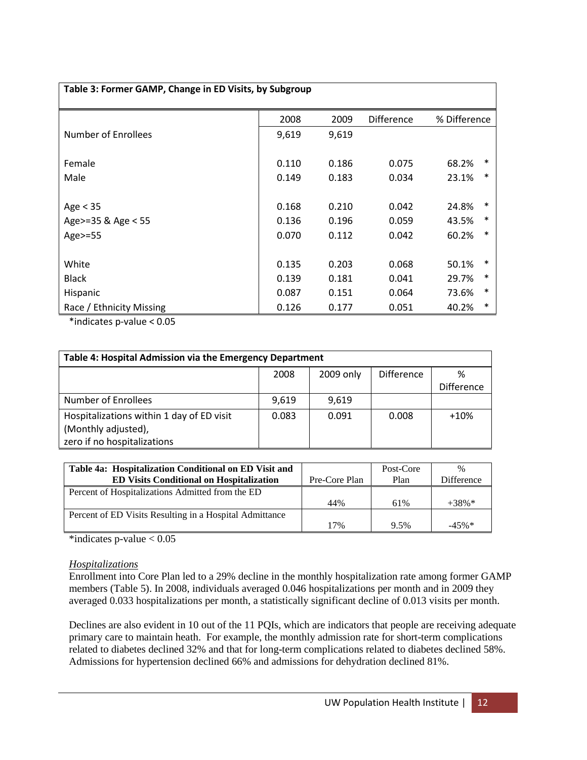| Table 3: Former GAMP, Change in ED Visits, by Subgroup | | | | | |
|---|---|---|---|---|---|
| | 2008 | 2009 | Difference | % Difference | |
| Number of Enrollees | 9,619 | 9,619 | | | |
| Female | 0.110 | 0.186 | 0.075 | 68.2% | * |
| Male | 0.149 | 0.183 | 0.034 | 23.1% | * |
| Age < 35 | 0.168 | 0.210 | 0.042 | 24.8% | * |
| Age>=35 & Age < 55 | 0.136 | 0.196 | 0.059 | 43.5% | * |
| Age>=55 | 0.070 | 0.112 | 0.042 | 60.2% | * |
| White | 0.135 | 0.203 | 0.068 | 50.1% | * |
| Black | 0.139 | 0.181 | 0.041 | 29.7% | * |
| Hispanic | 0.087 | 0.151 | 0.064 | 73.6% | * |
| Race / Ethnicity Missing | 0.126 | 0.177 | 0.051 | 40.2% | * |

*indicates p-value < 0.05

| Table 4: Hospital Admission via the Emergency Department | | | | |
|---|---|---|---|---|
| | 2008 | 2009 only | Difference | % Difference |
| Number of Enrollees | 9,619 | 9,619 | | |
| Hospitalizations within 1 day of ED visit (Monthly adjusted), zero if no hospitalizations | 0.083 | 0.091 | 0.008 | +10% |

| Table 4a: Hospitalization Conditional on ED Visit and ED Visits Conditional on Hospitalization | Pre-Core Plan | Post-Core Plan | % Difference |
|---|---|---|---|
| Percent of Hospitalizations Admitted from the ED | 44% | 61% | +38%* |
| Percent of ED Visits Resulting in a Hospital Admittance | 17% | 9.5% | -45%* |

*indicates p-value < 0.05

### *Hospitalizations*

Enrollment into Core Plan led to a 29% decline in the monthly hospitalization rate among former GAMP members (Table 5). In 2008, individuals averaged 0.046 hospitalizations per month and in 2009 they averaged 0.033 hospitalizations per month, a statistically significant decline of 0.013 visits per month.

Declines are also evident in 10 out of the 11 PQIs, which are indicators that people are receiving adequate primary care to maintain heath. For example, the monthly admission rate for short-term complications related to diabetes declined 32% and that for long-term complications related to diabetes declined 58%. Admissions for hypertension declined 66% and admissions for dehydration declined 81%.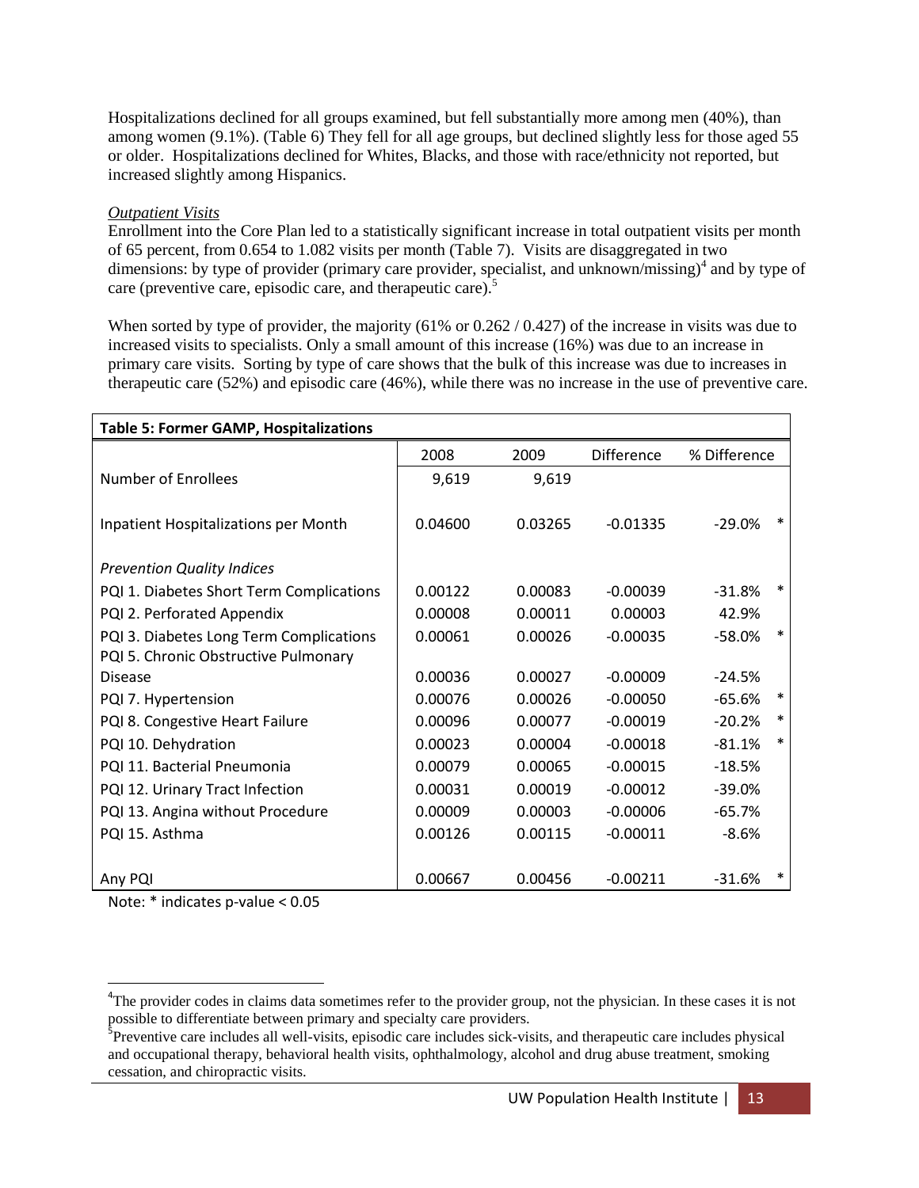Hospitalizations declined for all groups examined, but fell substantially more among men (40%), than among women (9.1%). (Table 6) They fell for all age groups, but declined slightly less for those aged 55 or older. Hospitalizations declined for Whites, Blacks, and those with race/ethnicity not reported, but increased slightly among Hispanics.

*Outpatient Visits*

Enrollment into the Core Plan led to a statistically significant increase in total outpatient visits per month of 65 percent, from 0.654 to 1.082 visits per month (Table 7). Visits are disaggregated in two dimensions: by type of provider (primary care provider, specialist, and unknown/missing)[4] and by type of care (preventive care, episodic care, and therapeutic care).[5]

When sorted by type of provider, the majority (61% or 0.262 / 0.427) of the increase in visits was due to increased visits to specialists. Only a small amount of this increase (16%) was due to an increase in primary care visits. Sorting by type of care shows that the bulk of this increase was due to increases in therapeutic care (52%) and episodic care (46%), while there was no increase in the use of preventive care.

**Table 5: Former GAMP, Hospitalizations**

| | 2008 | 2009 | Difference | % Difference | |
|---|---|---|---|---|---|
| Number of Enrollees | 9,619 | 9,619 | | | |
| Inpatient Hospitalizations per Month | 0.04600 | 0.03265 | -0.01335 | -29.0% | * |
| *Prevention Quality Indices* | | | | | |
| PQI 1. Diabetes Short Term Complications | 0.00122 | 0.00083 | -0.00039 | -31.8% | * |
| PQI 2. Perforated Appendix | 0.00008 | 0.00011 | 0.00003 | 42.9% | |
| PQI 3. Diabetes Long Term Complications | 0.00061 | 0.00026 | -0.00035 | -58.0% | * |
| PQI 5. Chronic Obstructive Pulmonary Disease | 0.00036 | 0.00027 | -0.00009 | -24.5% | |
| PQI 7. Hypertension | 0.00076 | 0.00026 | -0.00050 | -65.6% | * |
| PQI 8. Congestive Heart Failure | 0.00096 | 0.00077 | -0.00019 | -20.2% | * |
| PQI 10. Dehydration | 0.00023 | 0.00004 | -0.00018 | -81.1% | * |
| PQI 11. Bacterial Pneumonia | 0.00079 | 0.00065 | -0.00015 | -18.5% | |
| PQI 12. Urinary Tract Infection | 0.00031 | 0.00019 | -0.00012 | -39.0% | |
| PQI 13. Angina without Procedure | 0.00009 | 0.00003 | -0.00006 | -65.7% | |
| PQI 15. Asthma | 0.00126 | 0.00115 | -0.00011 | -8.6% | |
| Any PQI | 0.00667 | 0.00456 | -0.00211 | -31.6% | * |

Note: * indicates p-value < 0.05

[4] The provider codes in claims data sometimes refer to the provider group, not the physician. In these cases it is not possible to differentiate between primary and specialty care providers.

[5] Preventive care includes all well-visits, episodic care includes sick-visits, and therapeutic care includes physical and occupational therapy, behavioral health visits, ophthalmology, alcohol and drug abuse treatment, smoking cessation, and chiropractic visits.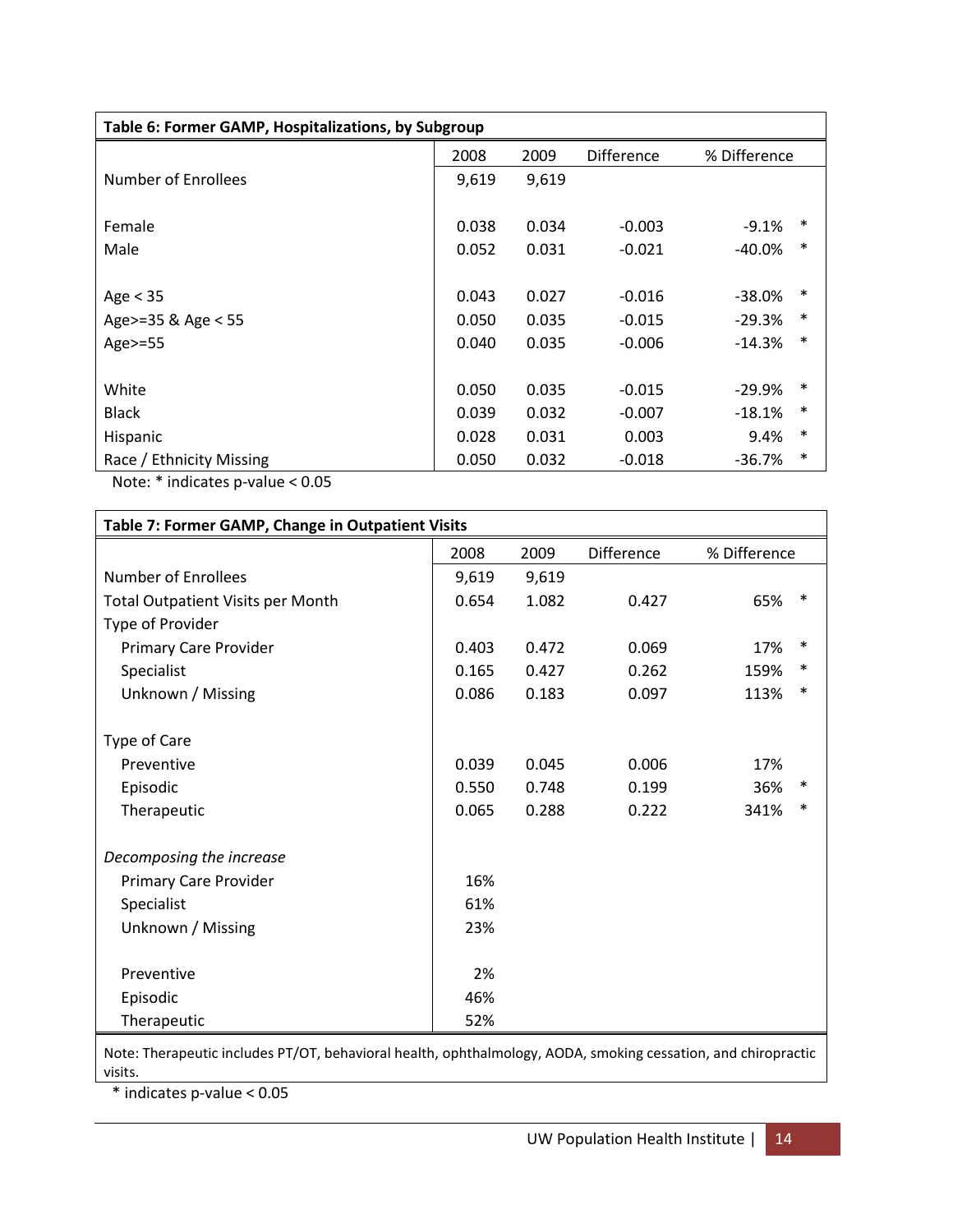**Table 6: Former GAMP, Hospitalizations, by Subgroup**

| | 2008 | 2009 | Difference | % Difference | |
|---|---|---|---|---|---|
| Number of Enrollees | 9,619 | 9,619 | | | |
| | | | | | |
| Female | 0.038 | 0.034 | -0.003 | -9.1% | * |
| Male | 0.052 | 0.031 | -0.021 | -40.0% | * |
| | | | | | |
| Age < 35 | 0.043 | 0.027 | -0.016 | -38.0% | * |
| Age>=35 & Age < 55 | 0.050 | 0.035 | -0.015 | -29.3% | * |
| Age>=55 | 0.040 | 0.035 | -0.006 | -14.3% | * |
| | | | | | |
| White | 0.050 | 0.035 | -0.015 | -29.9% | * |
| Black | 0.039 | 0.032 | -0.007 | -18.1% | * |
| Hispanic | 0.028 | 0.031 | 0.003 | 9.4% | * |
| Race / Ethnicity Missing | 0.050 | 0.032 | -0.018 | -36.7% | * |

Note: * indicates p-value < 0.05

**Table 7: Former GAMP, Change in Outpatient Visits**

| | 2008 | 2009 | Difference | % Difference | |
|---|---|---|---|---|---|
| Number of Enrollees | 9,619 | 9,619 | | | |
| Total Outpatient Visits per Month | 0.654 | 1.082 | 0.427 | 65% | * |
| Type of Provider | | | | | |
| Primary Care Provider | 0.403 | 0.472 | 0.069 | 17% | * |
| Specialist | 0.165 | 0.427 | 0.262 | 159% | * |
| Unknown / Missing | 0.086 | 0.183 | 0.097 | 113% | * |
| | | | | | |
| Type of Care | | | | | |
| Preventive | 0.039 | 0.045 | 0.006 | 17% | |
| Episodic | 0.550 | 0.748 | 0.199 | 36% | * |
| Therapeutic | 0.065 | 0.288 | 0.222 | 341% | * |
| | | | | | |
| *Decomposing the increase* | | | | | |
| Primary Care Provider | 16% | | | | |
| Specialist | 61% | | | | |
| Unknown / Missing | 23% | | | | |
| | | | | | |
| Preventive | 2% | | | | |
| Episodic | 46% | | | | |
| Therapeutic | 52% | | | | |

Note: Therapeutic includes PT/OT, behavioral health, ophthalmology, AODA, smoking cessation, and chiropractic visits.

* indicates p-value < 0.05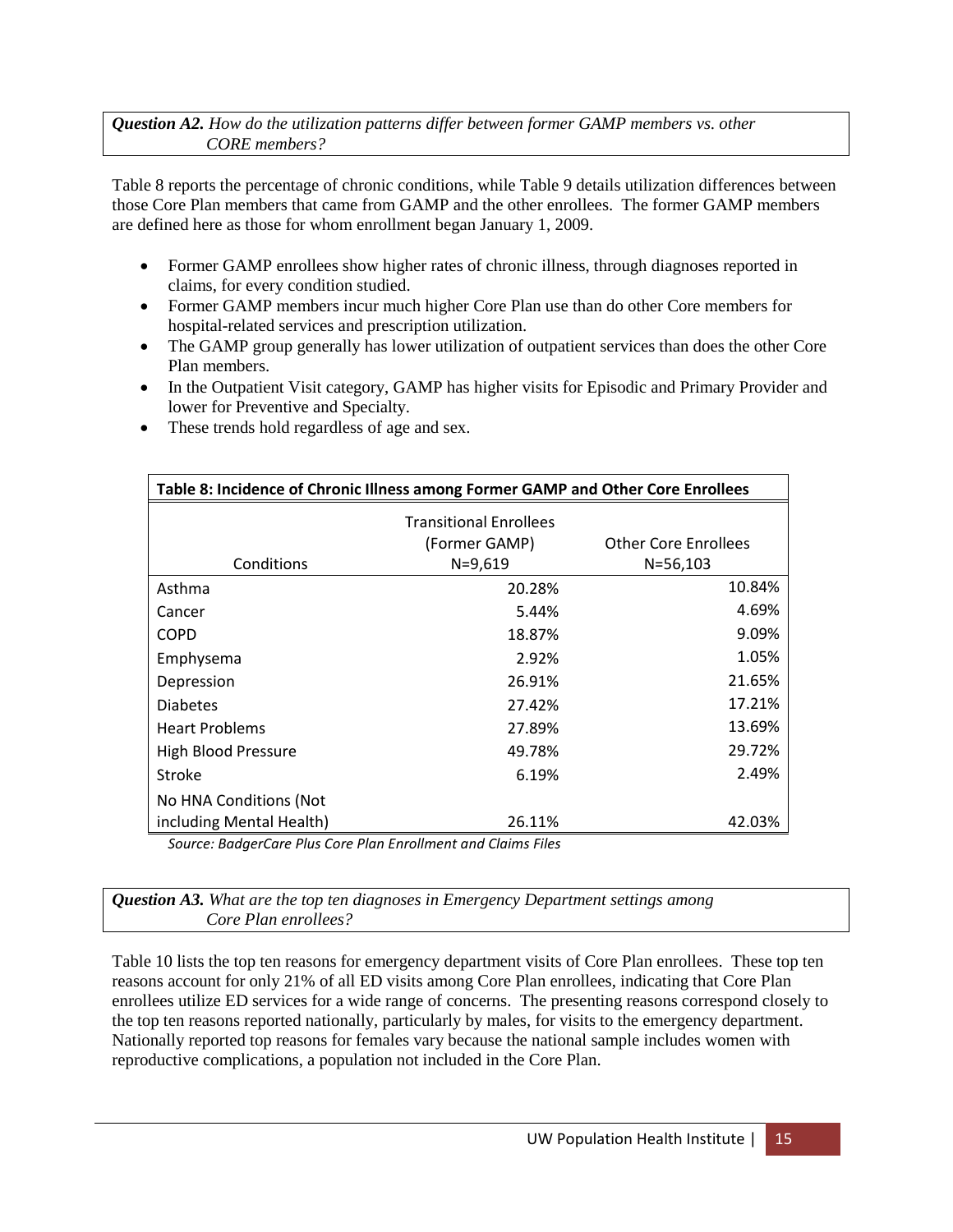***Question A2.*** *How do the utilization patterns differ between former GAMP members vs. other CORE members?*

Table 8 reports the percentage of chronic conditions, while Table 9 details utilization differences between those Core Plan members that came from GAMP and the other enrollees. The former GAMP members are defined here as those for whom enrollment began January 1, 2009.

- Former GAMP enrollees show higher rates of chronic illness, through diagnoses reported in claims, for every condition studied.
- Former GAMP members incur much higher Core Plan use than do other Core members for hospital-related services and prescription utilization.
- The GAMP group generally has lower utilization of outpatient services than does the other Core Plan members.
- In the Outpatient Visit category, GAMP has higher visits for Episodic and Primary Provider and lower for Preventive and Specialty.
- These trends hold regardless of age and sex.

**Table 8: Incidence of Chronic Illness among Former GAMP and Other Core Enrollees**

| Conditions | Transitional Enrollees (Former GAMP) N=9,619 | Other Core Enrollees N=56,103 |
|---|---|---|
| Asthma | 20.28% | 10.84% |
| Cancer | 5.44% | 4.69% |
| COPD | 18.87% | 9.09% |
| Emphysema | 2.92% | 1.05% |
| Depression | 26.91% | 21.65% |
| Diabetes | 27.42% | 17.21% |
| Heart Problems | 27.89% | 13.69% |
| High Blood Pressure | 49.78% | 29.72% |
| Stroke | 6.19% | 2.49% |
| No HNA Conditions (Not including Mental Health) | 26.11% | 42.03% |

*Source: BadgerCare Plus Core Plan Enrollment and Claims Files*

***Question A3.*** *What are the top ten diagnoses in Emergency Department settings among Core Plan enrollees?*

Table 10 lists the top ten reasons for emergency department visits of Core Plan enrollees. These top ten reasons account for only 21% of all ED visits among Core Plan enrollees, indicating that Core Plan enrollees utilize ED services for a wide range of concerns. The presenting reasons correspond closely to the top ten reasons reported nationally, particularly by males, for visits to the emergency department. Nationally reported top reasons for females vary because the national sample includes women with reproductive complications, a population not included in the Core Plan.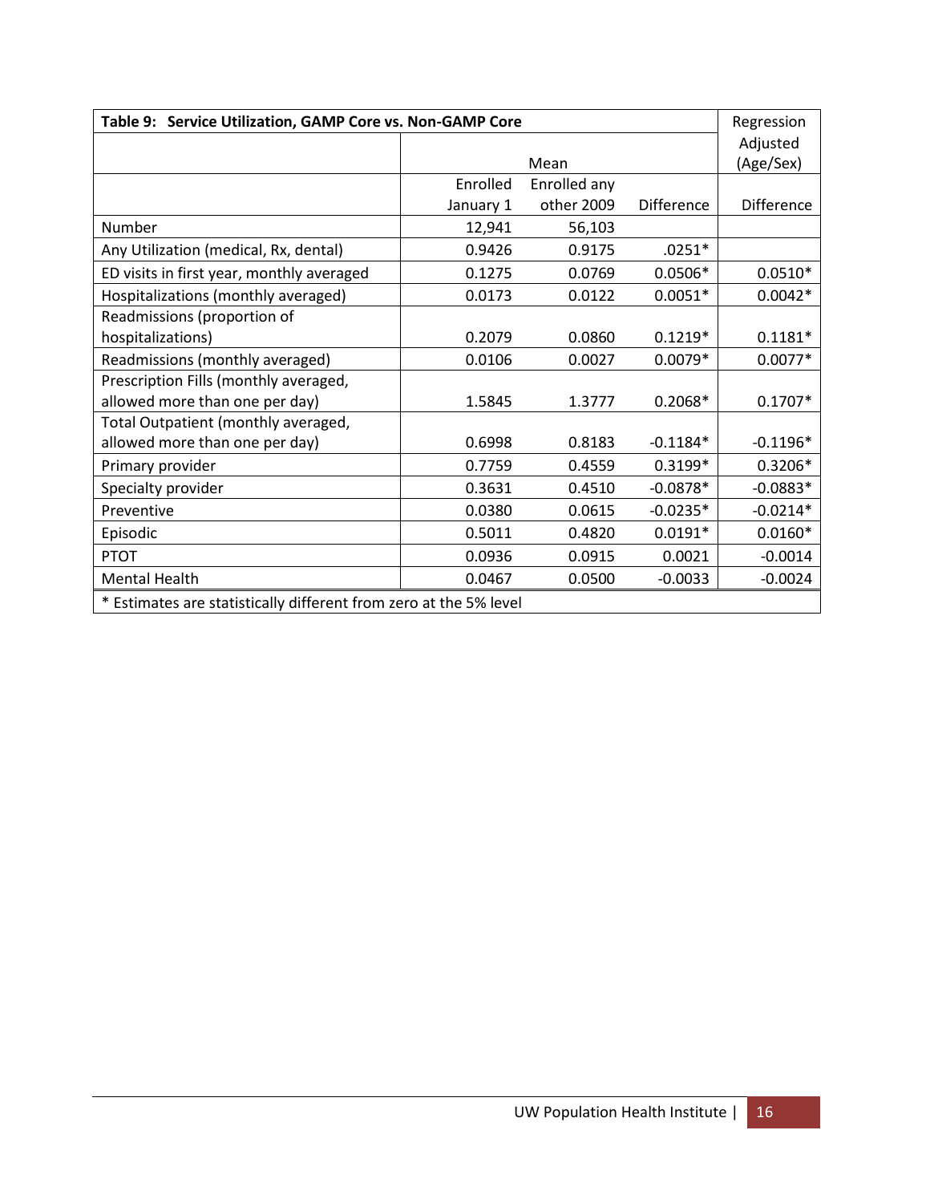| Table 9: Service Utilization, GAMP Core vs. Non-GAMP Core | | | | Regression Adjusted (Age/Sex) |
|---|---|---|---|---|
| | Mean | | | |
| | Enrolled January 1 | Enrolled any other 2009 | Difference | Difference |
| Number | 12,941 | 56,103 | | |
| Any Utilization (medical, Rx, dental) | 0.9426 | 0.9175 | .0251* | |
| ED visits in first year, monthly averaged | 0.1275 | 0.0769 | 0.0506* | 0.0510* |
| Hospitalizations (monthly averaged) | 0.0173 | 0.0122 | 0.0051* | 0.0042* |
| Readmissions (proportion of hospitalizations) | 0.2079 | 0.0860 | 0.1219* | 0.1181* |
| Readmissions (monthly averaged) | 0.0106 | 0.0027 | 0.0079* | 0.0077* |
| Prescription Fills (monthly averaged, allowed more than one per day) | 1.5845 | 1.3777 | 0.2068* | 0.1707* |
| Total Outpatient (monthly averaged, allowed more than one per day) | 0.6998 | 0.8183 | -0.1184* | -0.1196* |
| Primary provider | 0.7759 | 0.4559 | 0.3199* | 0.3206* |
| Specialty provider | 0.3631 | 0.4510 | -0.0878* | -0.0883* |
| Preventive | 0.0380 | 0.0615 | -0.0235* | -0.0214* |
| Episodic | 0.5011 | 0.4820 | 0.0191* | 0.0160* |
| PTOT | 0.0936 | 0.0915 | 0.0021 | -0.0014 |
| Mental Health | 0.0467 | 0.0500 | -0.0033 | -0.0024 |

* Estimates are statistically different from zero at the 5% level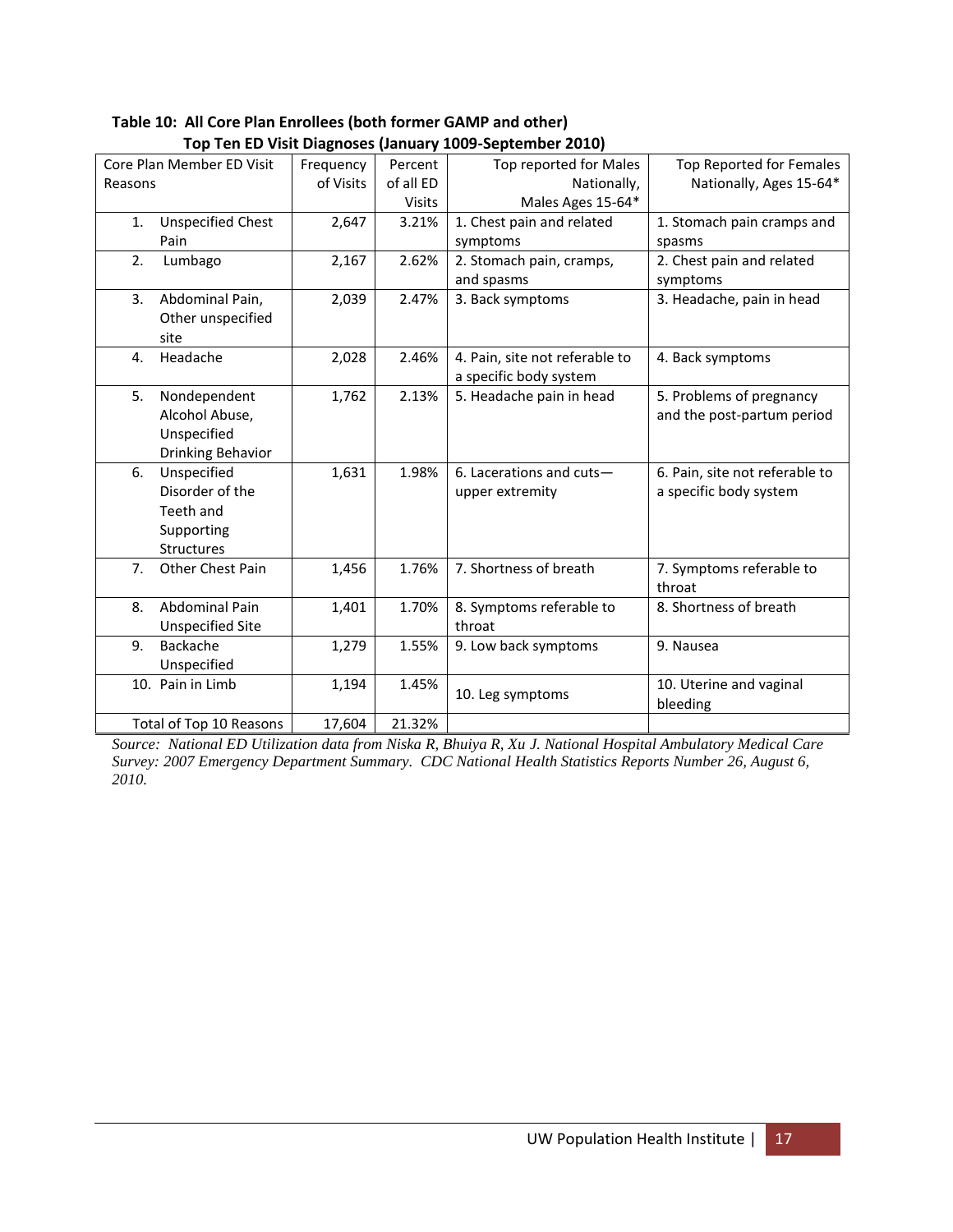**Table 10: All Core Plan Enrollees (both former GAMP and other)**
**Top Ten ED Visit Diagnoses (January 1009-September 2010)**

| Core Plan Member ED Visit Reasons | Frequency of Visits | Percent of all ED Visits | Top reported for Males Nationally, Males Ages 15-64* | Top Reported for Females Nationally, Ages 15-64* |
|---|---|---|---|---|
| 1. Unspecified Chest Pain | 2,647 | 3.21% | 1. Chest pain and related symptoms | 1. Stomach pain cramps and spasms |
| 2. Lumbago | 2,167 | 2.62% | 2. Stomach pain, cramps, and spasms | 2. Chest pain and related symptoms |
| 3. Abdominal Pain, Other unspecified site | 2,039 | 2.47% | 3. Back symptoms | 3. Headache, pain in head |
| 4. Headache | 2,028 | 2.46% | 4. Pain, site not referable to a specific body system | 4. Back symptoms |
| 5. Nondependent Alcohol Abuse, Unspecified Drinking Behavior | 1,762 | 2.13% | 5. Headache pain in head | 5. Problems of pregnancy and the post-partum period |
| 6. Unspecified Disorder of the Teeth and Supporting Structures | 1,631 | 1.98% | 6. Lacerations and cuts—upper extremity | 6. Pain, site not referable to a specific body system |
| 7. Other Chest Pain | 1,456 | 1.76% | 7. Shortness of breath | 7. Symptoms referable to throat |
| 8. Abdominal Pain Unspecified Site | 1,401 | 1.70% | 8. Symptoms referable to throat | 8. Shortness of breath |
| 9. Backache Unspecified | 1,279 | 1.55% | 9. Low back symptoms | 9. Nausea |
| 10. Pain in Limb | 1,194 | 1.45% | 10. Leg symptoms | 10. Uterine and vaginal bleeding |
| Total of Top 10 Reasons | 17,604 | 21.32% | | |

*Source: National ED Utilization data from Niska R, Bhuiya R, Xu J. National Hospital Ambulatory Medical Care Survey: 2007 Emergency Department Summary. CDC National Health Statistics Reports Number 26, August 6, 2010.*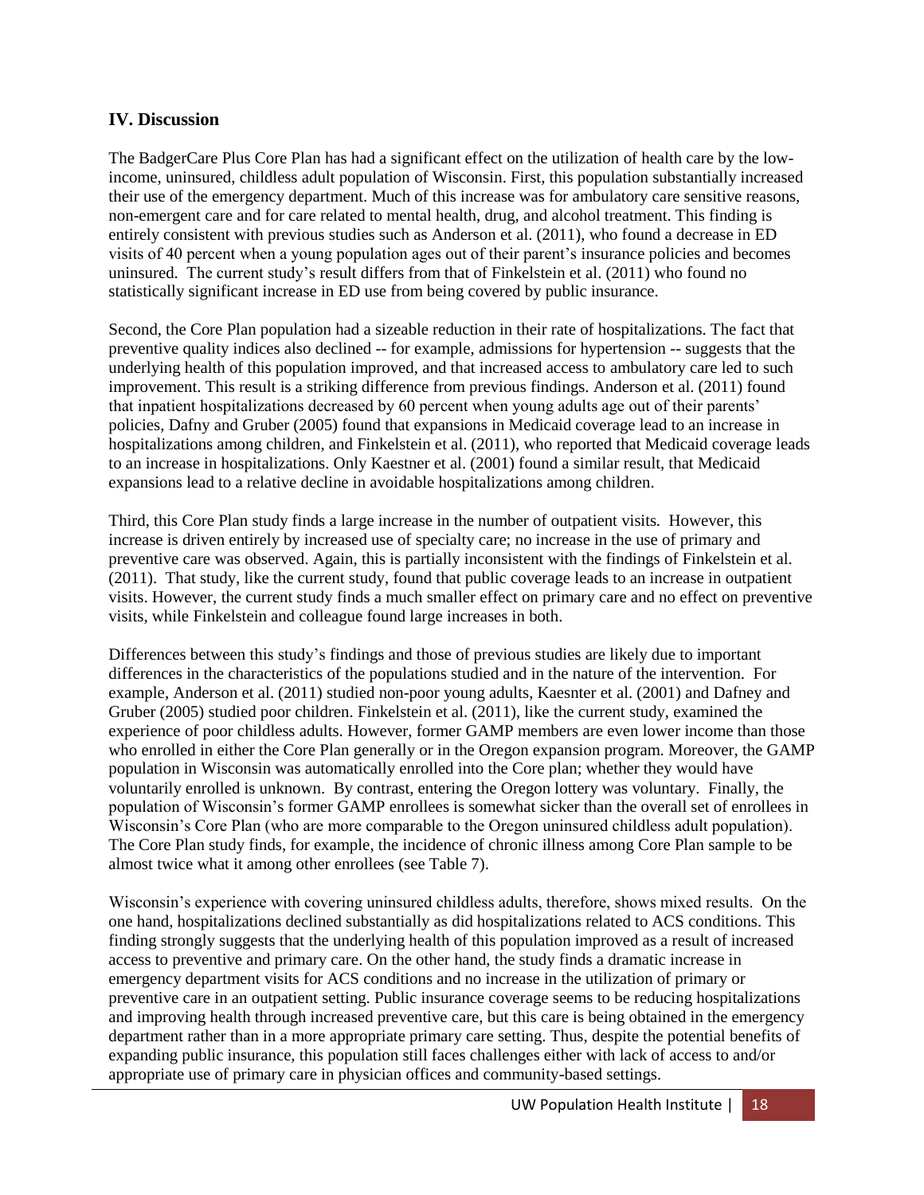## IV. Discussion

The BadgerCare Plus Core Plan has had a significant effect on the utilization of health care by the low-income, uninsured, childless adult population of Wisconsin. First, this population substantially increased their use of the emergency department. Much of this increase was for ambulatory care sensitive reasons, non-emergent care and for care related to mental health, drug, and alcohol treatment. This finding is entirely consistent with previous studies such as Anderson et al. (2011), who found a decrease in ED visits of 40 percent when a young population ages out of their parent's insurance policies and becomes uninsured. The current study's result differs from that of Finkelstein et al. (2011) who found no statistically significant increase in ED use from being covered by public insurance.

Second, the Core Plan population had a sizeable reduction in their rate of hospitalizations. The fact that preventive quality indices also declined -- for example, admissions for hypertension -- suggests that the underlying health of this population improved, and that increased access to ambulatory care led to such improvement. This result is a striking difference from previous findings. Anderson et al. (2011) found that inpatient hospitalizations decreased by 60 percent when young adults age out of their parents' policies, Dafny and Gruber (2005) found that expansions in Medicaid coverage lead to an increase in hospitalizations among children, and Finkelstein et al. (2011), who reported that Medicaid coverage leads to an increase in hospitalizations. Only Kaestner et al. (2001) found a similar result, that Medicaid expansions lead to a relative decline in avoidable hospitalizations among children.

Third, this Core Plan study finds a large increase in the number of outpatient visits. However, this increase is driven entirely by increased use of specialty care; no increase in the use of primary and preventive care was observed. Again, this is partially inconsistent with the findings of Finkelstein et al. (2011). That study, like the current study, found that public coverage leads to an increase in outpatient visits. However, the current study finds a much smaller effect on primary care and no effect on preventive visits, while Finkelstein and colleague found large increases in both.

Differences between this study's findings and those of previous studies are likely due to important differences in the characteristics of the populations studied and in the nature of the intervention. For example, Anderson et al. (2011) studied non-poor young adults, Kaesnter et al. (2001) and Dafney and Gruber (2005) studied poor children. Finkelstein et al. (2011), like the current study, examined the experience of poor childless adults. However, former GAMP members are even lower income than those who enrolled in either the Core Plan generally or in the Oregon expansion program. Moreover, the GAMP population in Wisconsin was automatically enrolled into the Core plan; whether they would have voluntarily enrolled is unknown. By contrast, entering the Oregon lottery was voluntary. Finally, the population of Wisconsin's former GAMP enrollees is somewhat sicker than the overall set of enrollees in Wisconsin's Core Plan (who are more comparable to the Oregon uninsured childless adult population). The Core Plan study finds, for example, the incidence of chronic illness among Core Plan sample to be almost twice what it among other enrollees (see Table 7).

Wisconsin's experience with covering uninsured childless adults, therefore, shows mixed results. On the one hand, hospitalizations declined substantially as did hospitalizations related to ACS conditions. This finding strongly suggests that the underlying health of this population improved as a result of increased access to preventive and primary care. On the other hand, the study finds a dramatic increase in emergency department visits for ACS conditions and no increase in the utilization of primary or preventive care in an outpatient setting. Public insurance coverage seems to be reducing hospitalizations and improving health through increased preventive care, but this care is being obtained in the emergency department rather than in a more appropriate primary care setting. Thus, despite the potential benefits of expanding public insurance, this population still faces challenges either with lack of access to and/or appropriate use of primary care in physician offices and community-based settings.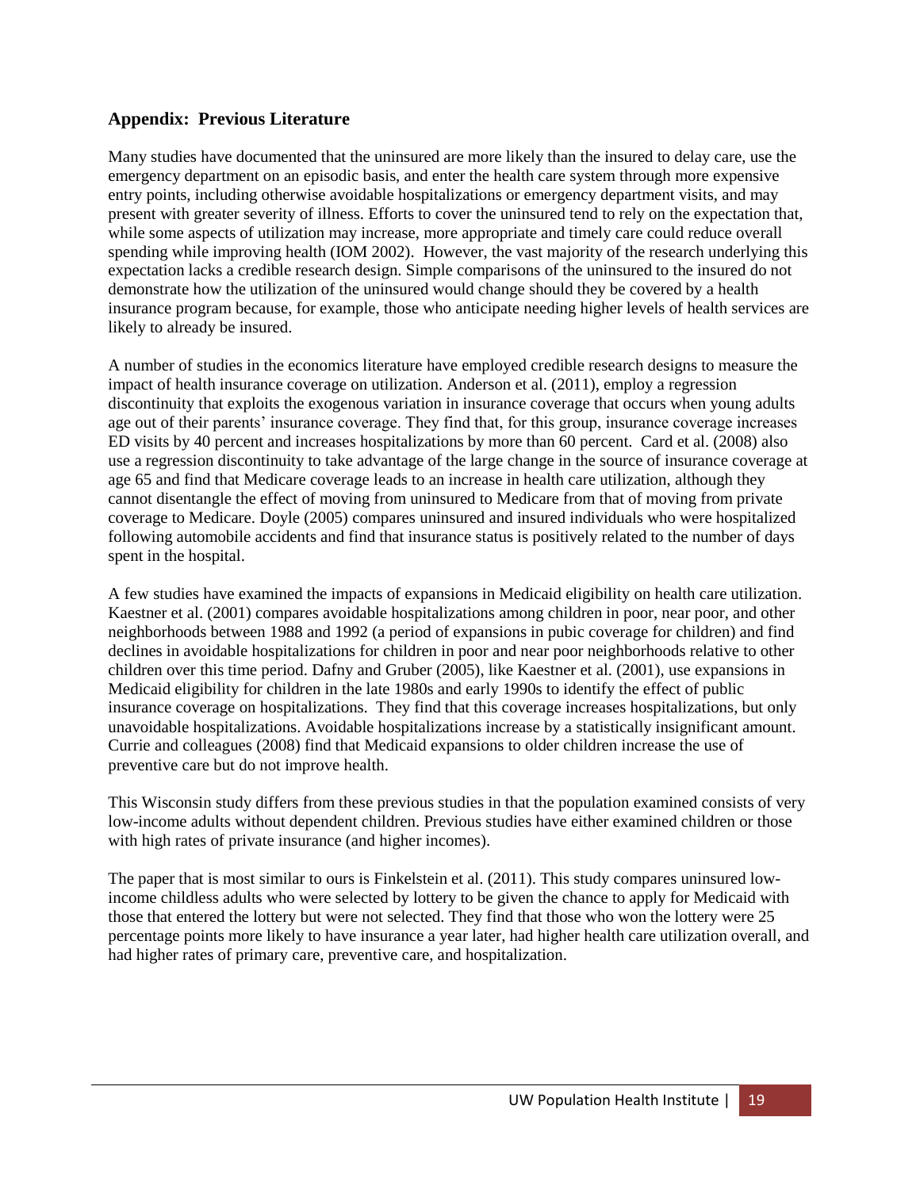## Appendix: Previous Literature

Many studies have documented that the uninsured are more likely than the insured to delay care, use the emergency department on an episodic basis, and enter the health care system through more expensive entry points, including otherwise avoidable hospitalizations or emergency department visits, and may present with greater severity of illness. Efforts to cover the uninsured tend to rely on the expectation that, while some aspects of utilization may increase, more appropriate and timely care could reduce overall spending while improving health (IOM 2002). However, the vast majority of the research underlying this expectation lacks a credible research design. Simple comparisons of the uninsured to the insured do not demonstrate how the utilization of the uninsured would change should they be covered by a health insurance program because, for example, those who anticipate needing higher levels of health services are likely to already be insured.

A number of studies in the economics literature have employed credible research designs to measure the impact of health insurance coverage on utilization. Anderson et al. (2011), employ a regression discontinuity that exploits the exogenous variation in insurance coverage that occurs when young adults age out of their parents' insurance coverage. They find that, for this group, insurance coverage increases ED visits by 40 percent and increases hospitalizations by more than 60 percent. Card et al. (2008) also use a regression discontinuity to take advantage of the large change in the source of insurance coverage at age 65 and find that Medicare coverage leads to an increase in health care utilization, although they cannot disentangle the effect of moving from uninsured to Medicare from that of moving from private coverage to Medicare. Doyle (2005) compares uninsured and insured individuals who were hospitalized following automobile accidents and find that insurance status is positively related to the number of days spent in the hospital.

A few studies have examined the impacts of expansions in Medicaid eligibility on health care utilization. Kaestner et al. (2001) compares avoidable hospitalizations among children in poor, near poor, and other neighborhoods between 1988 and 1992 (a period of expansions in pubic coverage for children) and find declines in avoidable hospitalizations for children in poor and near poor neighborhoods relative to other children over this time period. Dafny and Gruber (2005), like Kaestner et al. (2001), use expansions in Medicaid eligibility for children in the late 1980s and early 1990s to identify the effect of public insurance coverage on hospitalizations. They find that this coverage increases hospitalizations, but only unavoidable hospitalizations. Avoidable hospitalizations increase by a statistically insignificant amount. Currie and colleagues (2008) find that Medicaid expansions to older children increase the use of preventive care but do not improve health.

This Wisconsin study differs from these previous studies in that the population examined consists of very low-income adults without dependent children. Previous studies have either examined children or those with high rates of private insurance (and higher incomes).

The paper that is most similar to ours is Finkelstein et al. (2011). This study compares uninsured low-income childless adults who were selected by lottery to be given the chance to apply for Medicaid with those that entered the lottery but were not selected. They find that those who won the lottery were 25 percentage points more likely to have insurance a year later, had higher health care utilization overall, and had higher rates of primary care, preventive care, and hospitalization.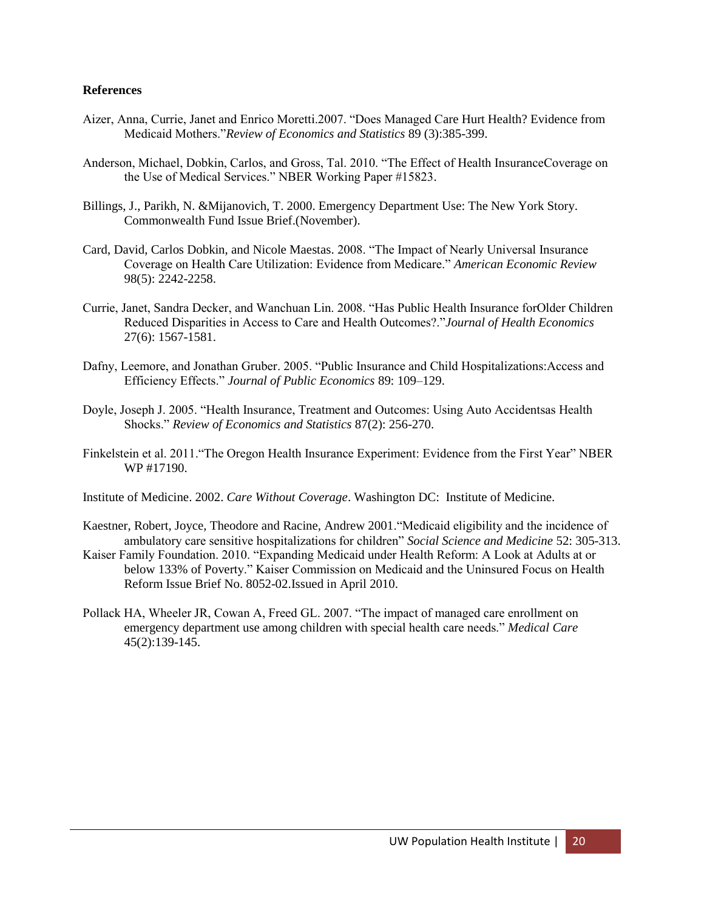**References**

Aizer, Anna, Currie, Janet and Enrico Moretti.2007. "Does Managed Care Hurt Health? Evidence from Medicaid Mothers."*Review of Economics and Statistics* 89 (3):385-399.

Anderson, Michael, Dobkin, Carlos, and Gross, Tal. 2010. "The Effect of Health InsuranceCoverage on the Use of Medical Services." NBER Working Paper #15823.

Billings, J., Parikh, N. &Mijanovich, T. 2000. Emergency Department Use: The New York Story. Commonwealth Fund Issue Brief.(November).

Card, David, Carlos Dobkin, and Nicole Maestas. 2008. "The Impact of Nearly Universal Insurance Coverage on Health Care Utilization: Evidence from Medicare." *American Economic Review* 98(5): 2242-2258.

Currie, Janet, Sandra Decker, and Wanchuan Lin. 2008. "Has Public Health Insurance forOlder Children Reduced Disparities in Access to Care and Health Outcomes?."*Journal of Health Economics* 27(6): 1567-1581.

Dafny, Leemore, and Jonathan Gruber. 2005. "Public Insurance and Child Hospitalizations:Access and Efficiency Effects." *Journal of Public Economics* 89: 109–129.

Doyle, Joseph J. 2005. "Health Insurance, Treatment and Outcomes: Using Auto Accidentsas Health Shocks." *Review of Economics and Statistics* 87(2): 256-270.

Finkelstein et al. 2011."The Oregon Health Insurance Experiment: Evidence from the First Year" NBER WP #17190.

Institute of Medicine. 2002. *Care Without Coverage*. Washington DC: Institute of Medicine.

Kaestner, Robert, Joyce, Theodore and Racine, Andrew 2001."Medicaid eligibility and the incidence of ambulatory care sensitive hospitalizations for children" *Social Science and Medicine* 52: 305-313.

Kaiser Family Foundation. 2010. "Expanding Medicaid under Health Reform: A Look at Adults at or below 133% of Poverty." Kaiser Commission on Medicaid and the Uninsured Focus on Health Reform Issue Brief No. 8052-02.Issued in April 2010.

Pollack HA, Wheeler JR, Cowan A, Freed GL. 2007. "The impact of managed care enrollment on emergency department use among children with special health care needs." *Medical Care* 45(2):139-145.